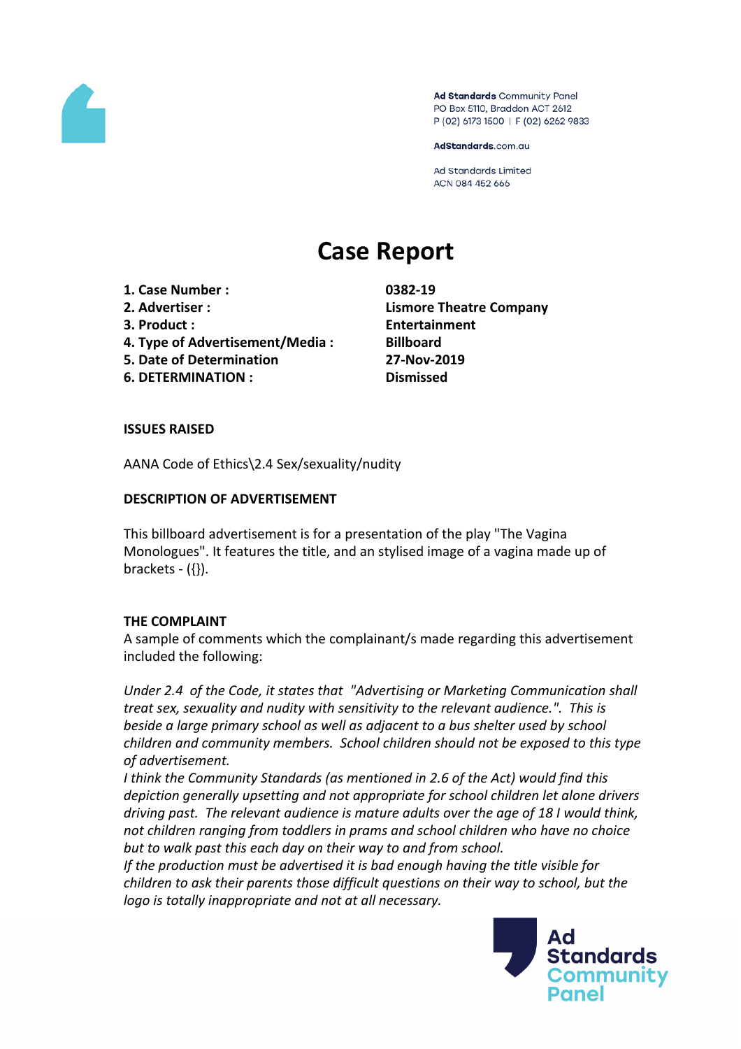Ad Standards Community Panel
PO Box 5110, Braddon ACT 2612
P (02) 6173 1500 | F (02) 6262 9833

AdStandards.com.au

Ad Standards Limited
ACN 084 452 666

# Case Report

| | |
|---|---|
| **1. Case Number :** | **0382-19** |
| **2. Advertiser :** | **Lismore Theatre Company** |
| **3. Product :** | **Entertainment** |
| **4. Type of Advertisement/Media :** | **Billboard** |
| **5. Date of Determination** | **27-Nov-2019** |
| **6. DETERMINATION :** | **Dismissed** |

**ISSUES RAISED**

AANA Code of Ethics\2.4 Sex/sexuality/nudity

**DESCRIPTION OF ADVERTISEMENT**

This billboard advertisement is for a presentation of the play "The Vagina Monologues". It features the title, and an stylised image of a vagina made up of brackets - ({}).

**THE COMPLAINT**

A sample of comments which the complainant/s made regarding this advertisement included the following:

*Under 2.4 of the Code, it states that "Advertising or Marketing Communication shall treat sex, sexuality and nudity with sensitivity to the relevant audience.". This is beside a large primary school as well as adjacent to a bus shelter used by school children and community members. School children should not be exposed to this type of advertisement.*

*I think the Community Standards (as mentioned in 2.6 of the Act) would find this depiction generally upsetting and not appropriate for school children let alone drivers driving past. The relevant audience is mature adults over the age of 18 I would think, not children ranging from toddlers in prams and school children who have no choice but to walk past this each day on their way to and from school.*

*If the production must be advertised it is bad enough having the title visible for children to ask their parents those difficult questions on their way to school, but the logo is totally inappropriate and not at all necessary.*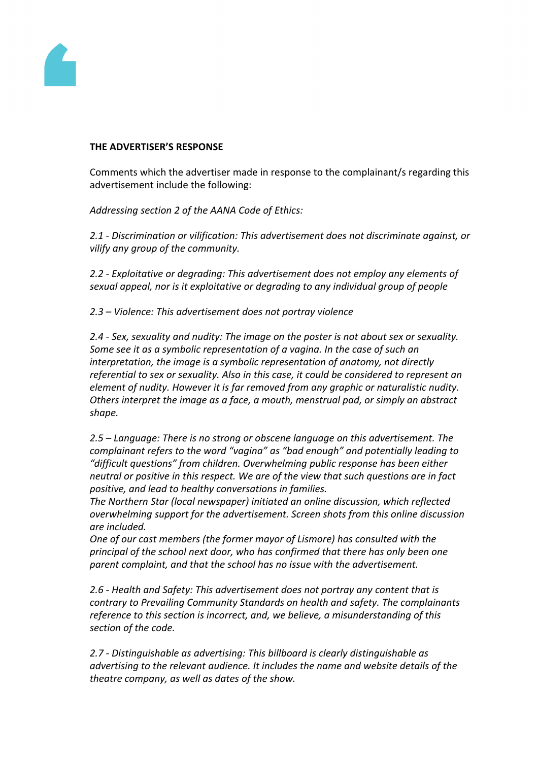**THE ADVERTISER'S RESPONSE**

Comments which the advertiser made in response to the complainant/s regarding this advertisement include the following:

*Addressing section 2 of the AANA Code of Ethics:*

*2.1 - Discrimination or vilification: This advertisement does not discriminate against, or vilify any group of the community.*

*2.2 - Exploitative or degrading: This advertisement does not employ any elements of sexual appeal, nor is it exploitative or degrading to any individual group of people*

*2.3 – Violence: This advertisement does not portray violence*

*2.4 - Sex, sexuality and nudity: The image on the poster is not about sex or sexuality. Some see it as a symbolic representation of a vagina. In the case of such an interpretation, the image is a symbolic representation of anatomy, not directly referential to sex or sexuality. Also in this case, it could be considered to represent an element of nudity. However it is far removed from any graphic or naturalistic nudity. Others interpret the image as a face, a mouth, menstrual pad, or simply an abstract shape.*

*2.5 – Language: There is no strong or obscene language on this advertisement. The complainant refers to the word "vagina" as "bad enough" and potentially leading to "difficult questions" from children. Overwhelming public response has been either neutral or positive in this respect. We are of the view that such questions are in fact positive, and lead to healthy conversations in families.*
*The Northern Star (local newspaper) initiated an online discussion, which reflected overwhelming support for the advertisement. Screen shots from this online discussion are included.*
*One of our cast members (the former mayor of Lismore) has consulted with the principal of the school next door, who has confirmed that there has only been one parent complaint, and that the school has no issue with the advertisement.*

*2.6 - Health and Safety: This advertisement does not portray any content that is contrary to Prevailing Community Standards on health and safety. The complainants reference to this section is incorrect, and, we believe, a misunderstanding of this section of the code.*

*2.7 - Distinguishable as advertising: This billboard is clearly distinguishable as advertising to the relevant audience. It includes the name and website details of the theatre company, as well as dates of the show.*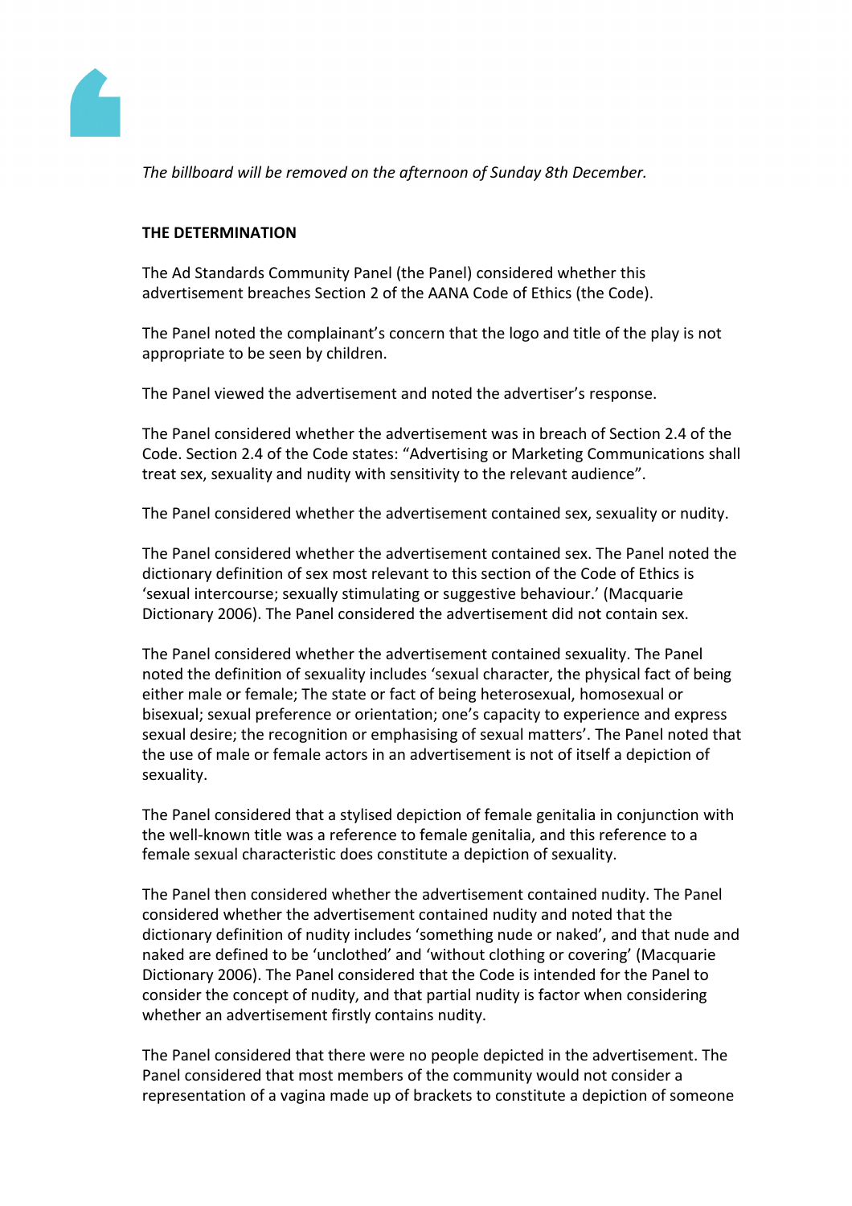*The billboard will be removed on the afternoon of Sunday 8th December.*

**THE DETERMINATION**

The Ad Standards Community Panel (the Panel) considered whether this advertisement breaches Section 2 of the AANA Code of Ethics (the Code).

The Panel noted the complainant's concern that the logo and title of the play is not appropriate to be seen by children.

The Panel viewed the advertisement and noted the advertiser's response.

The Panel considered whether the advertisement was in breach of Section 2.4 of the Code. Section 2.4 of the Code states: "Advertising or Marketing Communications shall treat sex, sexuality and nudity with sensitivity to the relevant audience".

The Panel considered whether the advertisement contained sex, sexuality or nudity.

The Panel considered whether the advertisement contained sex. The Panel noted the dictionary definition of sex most relevant to this section of the Code of Ethics is 'sexual intercourse; sexually stimulating or suggestive behaviour.' (Macquarie Dictionary 2006). The Panel considered the advertisement did not contain sex.

The Panel considered whether the advertisement contained sexuality. The Panel noted the definition of sexuality includes 'sexual character, the physical fact of being either male or female; The state or fact of being heterosexual, homosexual or bisexual; sexual preference or orientation; one's capacity to experience and express sexual desire; the recognition or emphasising of sexual matters'. The Panel noted that the use of male or female actors in an advertisement is not of itself a depiction of sexuality.

The Panel considered that a stylised depiction of female genitalia in conjunction with the well-known title was a reference to female genitalia, and this reference to a female sexual characteristic does constitute a depiction of sexuality.

The Panel then considered whether the advertisement contained nudity. The Panel considered whether the advertisement contained nudity and noted that the dictionary definition of nudity includes 'something nude or naked', and that nude and naked are defined to be 'unclothed' and 'without clothing or covering' (Macquarie Dictionary 2006). The Panel considered that the Code is intended for the Panel to consider the concept of nudity, and that partial nudity is factor when considering whether an advertisement firstly contains nudity.

The Panel considered that there were no people depicted in the advertisement. The Panel considered that most members of the community would not consider a representation of a vagina made up of brackets to constitute a depiction of someone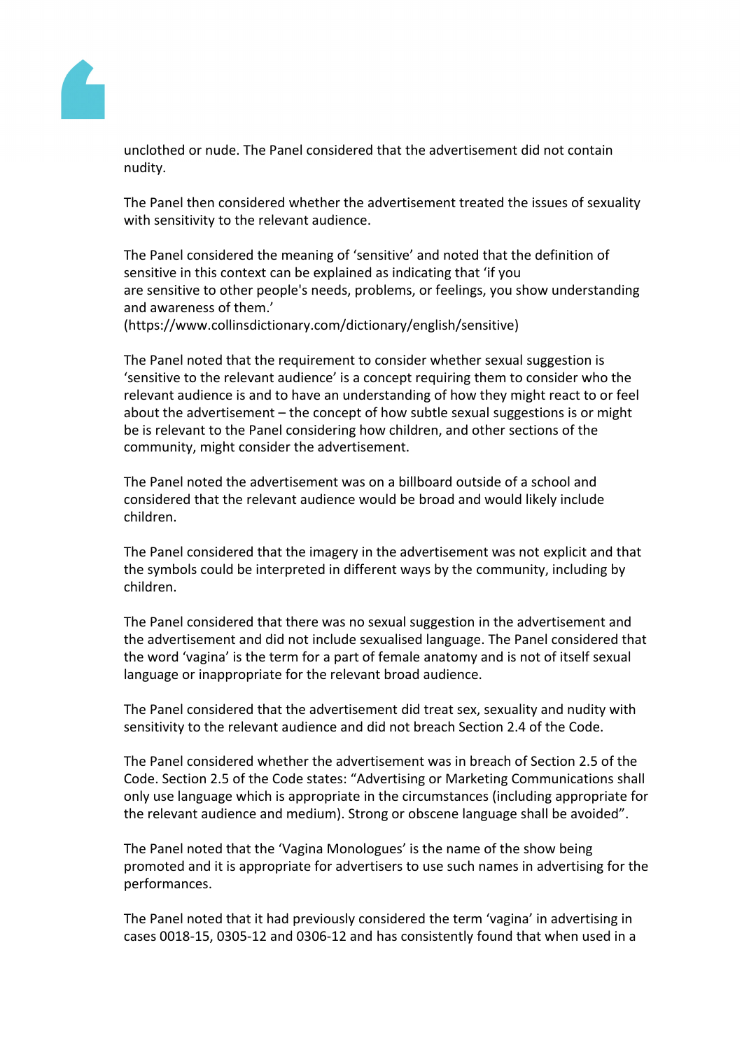unclothed or nude. The Panel considered that the advertisement did not contain nudity.

The Panel then considered whether the advertisement treated the issues of sexuality with sensitivity to the relevant audience.

The Panel considered the meaning of 'sensitive' and noted that the definition of sensitive in this context can be explained as indicating that 'if you are sensitive to other people's needs, problems, or feelings, you show understanding and awareness of them.' (https://www.collinsdictionary.com/dictionary/english/sensitive)

The Panel noted that the requirement to consider whether sexual suggestion is 'sensitive to the relevant audience' is a concept requiring them to consider who the relevant audience is and to have an understanding of how they might react to or feel about the advertisement – the concept of how subtle sexual suggestions is or might be is relevant to the Panel considering how children, and other sections of the community, might consider the advertisement.

The Panel noted the advertisement was on a billboard outside of a school and considered that the relevant audience would be broad and would likely include children.

The Panel considered that the imagery in the advertisement was not explicit and that the symbols could be interpreted in different ways by the community, including by children.

The Panel considered that there was no sexual suggestion in the advertisement and the advertisement and did not include sexualised language. The Panel considered that the word 'vagina' is the term for a part of female anatomy and is not of itself sexual language or inappropriate for the relevant broad audience.

The Panel considered that the advertisement did treat sex, sexuality and nudity with sensitivity to the relevant audience and did not breach Section 2.4 of the Code.

The Panel considered whether the advertisement was in breach of Section 2.5 of the Code. Section 2.5 of the Code states: "Advertising or Marketing Communications shall only use language which is appropriate in the circumstances (including appropriate for the relevant audience and medium). Strong or obscene language shall be avoided".

The Panel noted that the 'Vagina Monologues' is the name of the show being promoted and it is appropriate for advertisers to use such names in advertising for the performances.

The Panel noted that it had previously considered the term 'vagina' in advertising in cases 0018-15, 0305-12 and 0306-12 and has consistently found that when used in a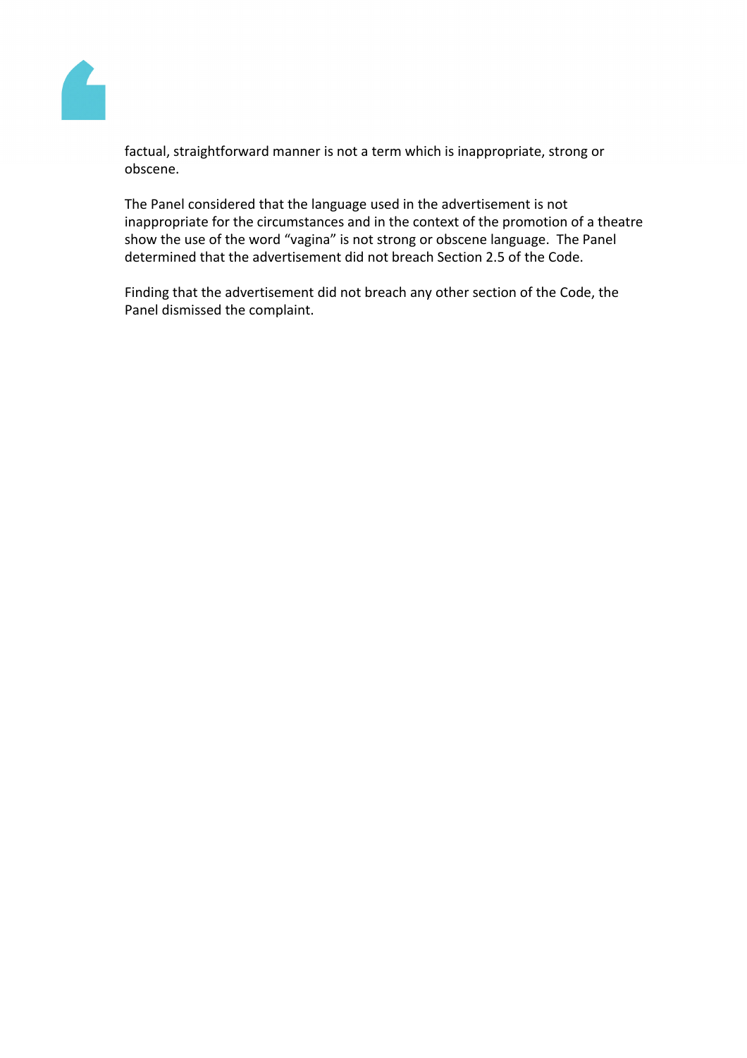factual, straightforward manner is not a term which is inappropriate, strong or obscene.

The Panel considered that the language used in the advertisement is not inappropriate for the circumstances and in the context of the promotion of a theatre show the use of the word "vagina" is not strong or obscene language. The Panel determined that the advertisement did not breach Section 2.5 of the Code.

Finding that the advertisement did not breach any other section of the Code, the Panel dismissed the complaint.